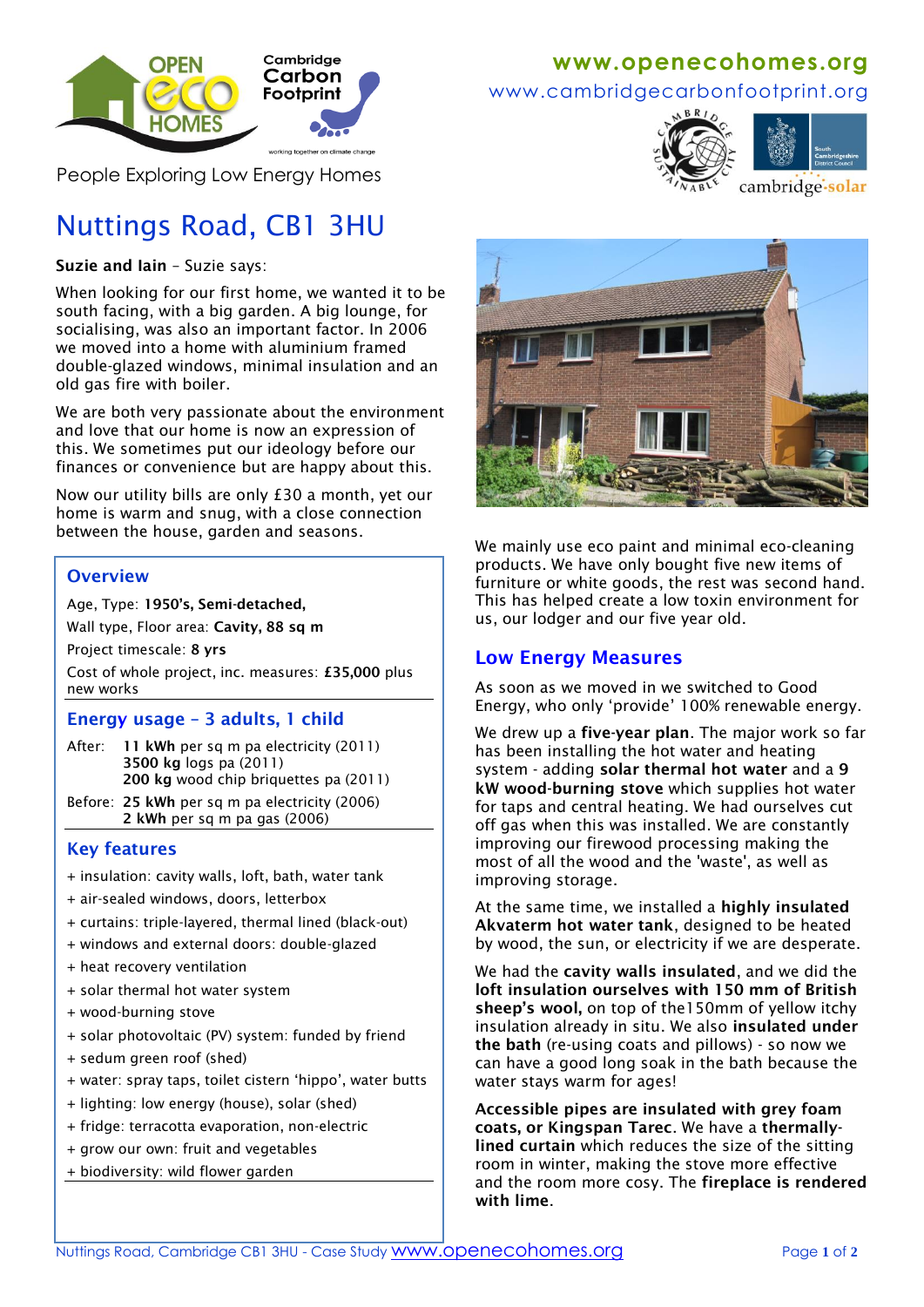People Exploring Low Energy Homes

www.openecohomes.org
www.cambridgecarbonfootprint.org

# Nuttings Road, CB1 3HU

**Suzie and Iain** – Suzie says:

When looking for our first home, we wanted it to be south facing, with a big garden. A big lounge, for socialising, was also an important factor. In 2006 we moved into a home with aluminium framed double-glazed windows, minimal insulation and an old gas fire with boiler.

We are both very passionate about the environment and love that our home is now an expression of this. We sometimes put our ideology before our finances or convenience but are happy about this.

Now our utility bills are only £30 a month, yet our home is warm and snug, with a close connection between the house, garden and seasons.

## Overview

Age, Type: **1950's, Semi-detached,**

Wall type, Floor area: **Cavity, 88 sq m**

Project timescale: **8 yrs**

Cost of whole project, inc. measures: **£35,000** plus new works

## Energy usage – 3 adults, 1 child

After: **11 kWh** per sq m pa electricity (2011)
**3500 kg** logs pa (2011)
**200 kg** wood chip briquettes pa (2011)

Before: **25 kWh** per sq m pa electricity (2006)
**2 kWh** per sq m pa gas (2006)

## Key features

+ insulation: cavity walls, loft, bath, water tank
+ air-sealed windows, doors, letterbox
+ curtains: triple-layered, thermal lined (black-out)
+ windows and external doors: double-glazed
+ heat recovery ventilation
+ solar thermal hot water system
+ wood-burning stove
+ solar photovoltaic (PV) system: funded by friend
+ sedum green roof (shed)
+ water: spray taps, toilet cistern 'hippo', water butts
+ lighting: low energy (house), solar (shed)
+ fridge: terracotta evaporation, non-electric
+ grow our own: fruit and vegetables
+ biodiversity: wild flower garden

We mainly use eco paint and minimal eco-cleaning products. We have only bought five new items of furniture or white goods, the rest was second hand. This has helped create a low toxin environment for us, our lodger and our five year old.

## Low Energy Measures

As soon as we moved in we switched to Good Energy, who only 'provide' 100% renewable energy.

We drew up a **five-year plan**. The major work so far has been installing the hot water and heating system - adding **solar thermal hot water** and a **9 kW wood-burning stove** which supplies hot water for taps and central heating. We had ourselves cut off gas when this was installed. We are constantly improving our firewood processing making the most of all the wood and the 'waste', as well as improving storage.

At the same time, we installed a **highly insulated Akvaterm hot water tank**, designed to be heated by wood, the sun, or electricity if we are desperate.

We had the **cavity walls insulated**, and we did the **loft insulation ourselves with 150 mm of British sheep's wool,** on top of the150mm of yellow itchy insulation already in situ. We also **insulated under the bath** (re-using coats and pillows) - so now we can have a good long soak in the bath because the water stays warm for ages!

**Accessible pipes are insulated with grey foam coats, or Kingspan Tarec**. We have a **thermally-lined curtain** which reduces the size of the sitting room in winter, making the stove more effective and the room more cosy. The **fireplace is rendered with lime**.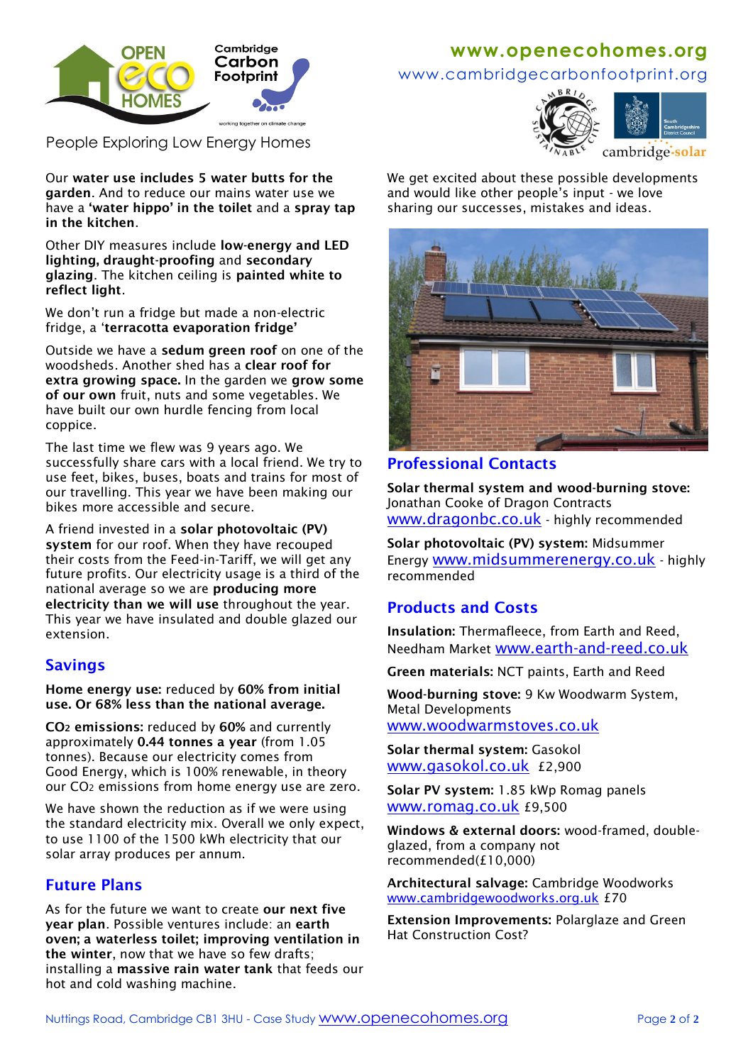Our **water use includes 5 water butts for the garden**. And to reduce our mains water use we have a **'water hippo' in the toilet** and a **spray tap in the kitchen**.

Other DIY measures include **low-energy and LED lighting, draught-proofing** and **secondary glazing**. The kitchen ceiling is **painted white to reflect light**.

We don't run a fridge but made a non-electric fridge, a '**terracotta evaporation fridge'**

Outside we have a **sedum green roof** on one of the woodsheds. Another shed has a **clear roof for extra growing space.** In the garden we **grow some of our own** fruit, nuts and some vegetables. We have built our own hurdle fencing from local coppice.

The last time we flew was 9 years ago. We successfully share cars with a local friend. We try to use feet, bikes, buses, boats and trains for most of our travelling. This year we have been making our bikes more accessible and secure.

A friend invested in a **solar photovoltaic (PV) system** for our roof. When they have recouped their costs from the Feed-in-Tariff, we will get any future profits. Our electricity usage is a third of the national average so we are **producing more electricity than we will use** throughout the year. This year we have insulated and double glazed our extension.

## Savings

**Home energy use:** reduced by **60% from initial use. Or 68% less than the national average.**

**$CO_2$ emissions:** reduced by **60%** and currently approximately **0.44 tonnes a year** (from 1.05 tonnes). Because our electricity comes from Good Energy, which is 100% renewable, in theory our $CO_2$ emissions from home energy use are zero.

We have shown the reduction as if we were using the standard electricity mix. Overall we only expect, to use 1100 of the 1500 kWh electricity that our solar array produces per annum.

## Future Plans

As for the future we want to create **our next five year plan**. Possible ventures include: an **earth oven; a waterless toilet; improving ventilation in the winter**, now that we have so few drafts; installing a **massive rain water tank** that feeds our hot and cold washing machine.

We get excited about these possible developments and would like other people's input - we love sharing our successes, mistakes and ideas.

## Professional Contacts

**Solar thermal system and wood-burning stove:** Jonathan Cooke of Dragon Contracts www.dragonbc.co.uk - highly recommended

**Solar photovoltaic (PV) system:** Midsummer Energy www.midsummerenergy.co.uk - highly recommended

## Products and Costs

**Insulation:** Thermafleece, from Earth and Reed, Needham Market www.earth-and-reed.co.uk

**Green materials:** NCT paints, Earth and Reed

**Wood-burning stove:** 9 Kw Woodwarm System, Metal Developments www.woodwarmstoves.co.uk

**Solar thermal system:** Gasokol www.gasokol.co.uk £2,900

**Solar PV system:** 1.85 kWp Romag panels www.romag.co.uk £9,500

**Windows & external doors:** wood-framed, double-glazed, from a company not recommended(£10,000)

**Architectural salvage:** Cambridge Woodworks www.cambridgewoodworks.org.uk £70

**Extension Improvements:** Polarglaze and Green Hat Construction Cost?